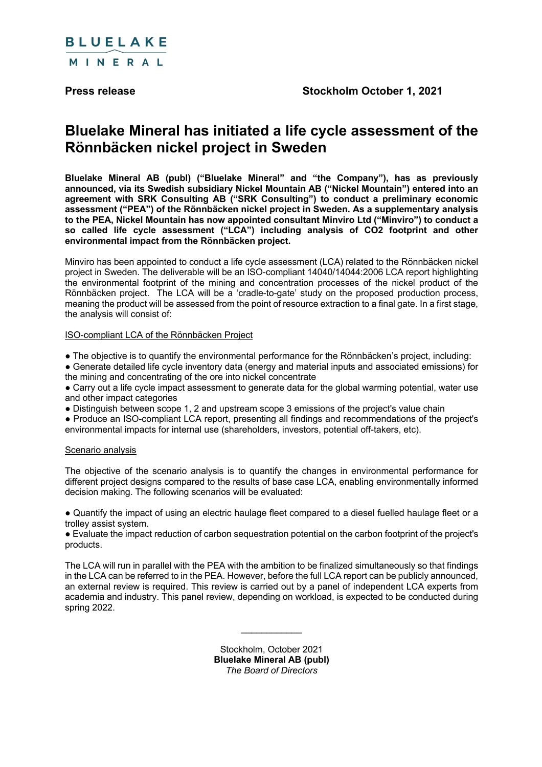BLUELAKE MINERAL

**Press release** **Stockholm October 1, 2021**

# Bluelake Mineral has initiated a life cycle assessment of the Rönnbäcken nickel project in Sweden

**Bluelake Mineral AB (publ) ("Bluelake Mineral" and "the Company"), has as previously announced, via its Swedish subsidiary Nickel Mountain AB ("Nickel Mountain") entered into an agreement with SRK Consulting AB ("SRK Consulting") to conduct a preliminary economic assessment ("PEA") of the Rönnbäcken nickel project in Sweden. As a supplementary analysis to the PEA, Nickel Mountain has now appointed consultant Minviro Ltd ("Minviro") to conduct a so called life cycle assessment ("LCA") including analysis of CO2 footprint and other environmental impact from the Rönnbäcken project.**

Minviro has been appointed to conduct a life cycle assessment (LCA) related to the Rönnbäcken nickel project in Sweden. The deliverable will be an ISO-compliant 14040/14044:2006 LCA report highlighting the environmental footprint of the mining and concentration processes of the nickel product of the Rönnbäcken project. The LCA will be a 'cradle-to-gate' study on the proposed production process, meaning the product will be assessed from the point of resource extraction to a final gate. In a first stage, the analysis will consist of:

<u>ISO-compliant LCA of the Rönnbäcken Project</u>

- The objective is to quantify the environmental performance for the Rönnbäcken's project, including:
- Generate detailed life cycle inventory data (energy and material inputs and associated emissions) for the mining and concentrating of the ore into nickel concentrate
- Carry out a life cycle impact assessment to generate data for the global warming potential, water use and other impact categories
- Distinguish between scope 1, 2 and upstream scope 3 emissions of the project's value chain
- Produce an ISO-compliant LCA report, presenting all findings and recommendations of the project's environmental impacts for internal use (shareholders, investors, potential off-takers, etc).

<u>Scenario analysis</u>

The objective of the scenario analysis is to quantify the changes in environmental performance for different project designs compared to the results of base case LCA, enabling environmentally informed decision making. The following scenarios will be evaluated:

- Quantify the impact of using an electric haulage fleet compared to a diesel fuelled haulage fleet or a trolley assist system.
- Evaluate the impact reduction of carbon sequestration potential on the carbon footprint of the project's products.

The LCA will run in parallel with the PEA with the ambition to be finalized simultaneously so that findings in the LCA can be referred to in the PEA. However, before the full LCA report can be publicly announced, an external review is required. This review is carried out by a panel of independent LCA experts from academia and industry. This panel review, depending on workload, is expected to be conducted during spring 2022.

---

Stockholm, October 2021
**Bluelake Mineral AB (publ)**
*The Board of Directors*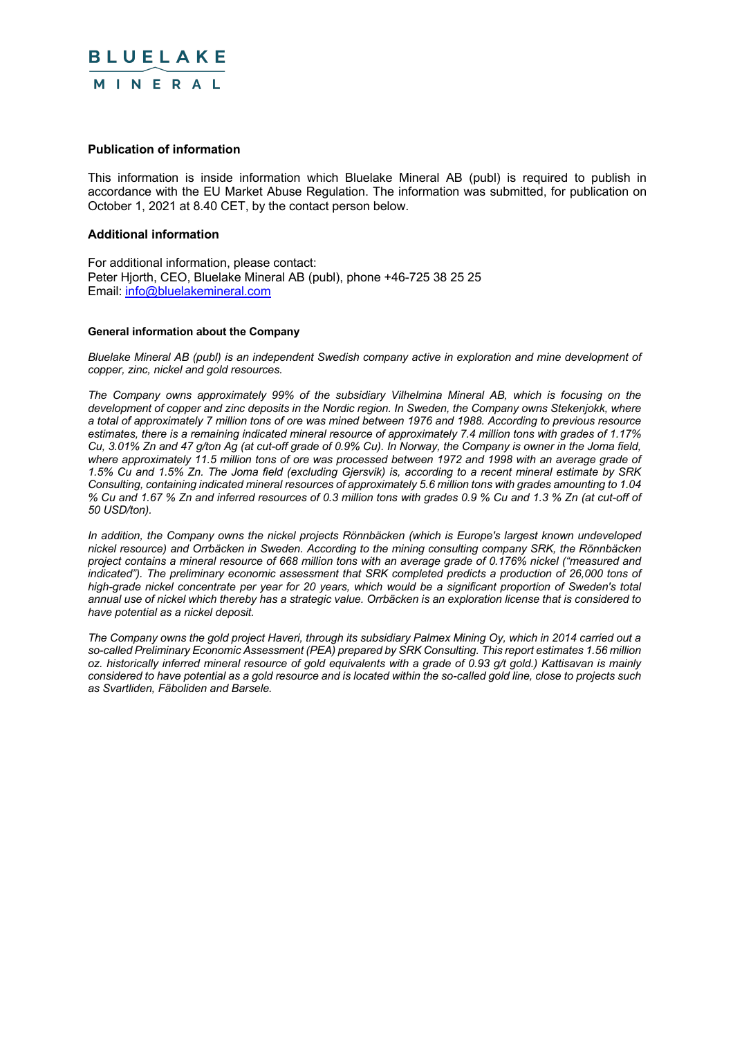### Publication of information

This information is inside information which Bluelake Mineral AB (publ) is required to publish in accordance with the EU Market Abuse Regulation. The information was submitted, for publication on October 1, 2021 at 8.40 CET, by the contact person below.

### Additional information

For additional information, please contact:
Peter Hjorth, CEO, Bluelake Mineral AB (publ), phone +46-725 38 25 25
Email: info@bluelakemineral.com

#### General information about the Company

*Bluelake Mineral AB (publ) is an independent Swedish company active in exploration and mine development of copper, zinc, nickel and gold resources.*

*The Company owns approximately 99% of the subsidiary Vilhelmina Mineral AB, which is focusing on the development of copper and zinc deposits in the Nordic region. In Sweden, the Company owns Stekenjokk, where a total of approximately 7 million tons of ore was mined between 1976 and 1988. According to previous resource estimates, there is a remaining indicated mineral resource of approximately 7.4 million tons with grades of 1.17% Cu, 3.01% Zn and 47 g/ton Ag (at cut-off grade of 0.9% Cu). In Norway, the Company is owner in the Joma field, where approximately 11.5 million tons of ore was processed between 1972 and 1998 with an average grade of 1.5% Cu and 1.5% Zn. The Joma field (excluding Gjersvik) is, according to a recent mineral estimate by SRK Consulting, containing indicated mineral resources of approximately 5.6 million tons with grades amounting to 1.04 % Cu and 1.67 % Zn and inferred resources of 0.3 million tons with grades 0.9 % Cu and 1.3 % Zn (at cut-off of 50 USD/ton).*

*In addition, the Company owns the nickel projects Rönnbäcken (which is Europe's largest known undeveloped nickel resource) and Orrbäcken in Sweden. According to the mining consulting company SRK, the Rönnbäcken project contains a mineral resource of 668 million tons with an average grade of 0.176% nickel ("measured and indicated"). The preliminary economic assessment that SRK completed predicts a production of 26,000 tons of high-grade nickel concentrate per year for 20 years, which would be a significant proportion of Sweden's total annual use of nickel which thereby has a strategic value. Orrbäcken is an exploration license that is considered to have potential as a nickel deposit.*

*The Company owns the gold project Haveri, through its subsidiary Palmex Mining Oy, which in 2014 carried out a so-called Preliminary Economic Assessment (PEA) prepared by SRK Consulting. This report estimates 1.56 million oz. historically inferred mineral resource of gold equivalents with a grade of 0.93 g/t gold.) Kattisavan is mainly considered to have potential as a gold resource and is located within the so-called gold line, close to projects such as Svartliden, Fäboliden and Barsele.*